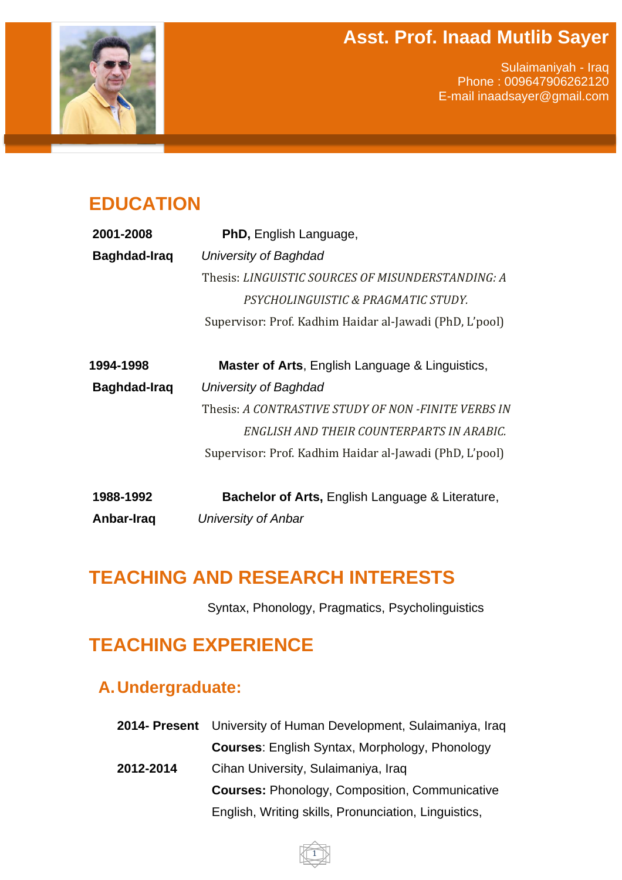# Asst. Prof. Inaad Mutlib Sayer

Sulaimaniyah - Iraq
Phone : 009647906262120
E-mail inaadsayer@gmail.com

## EDUCATION

**2001-2008** **PhD,** English Language,
**Baghdad-Iraq** *University of Baghdad*
Thesis: *LINGUISTIC SOURCES OF MISUNDERSTANDING: A PSYCHOLINGUISTIC & PRAGMATIC STUDY.*
Supervisor: Prof. Kadhim Haidar al-Jawadi (PhD, L'pool)

**1994-1998** **Master of Arts**, English Language & Linguistics,
**Baghdad-Iraq** *University of Baghdad*
Thesis: *A CONTRASTIVE STUDY OF NON -FINITE VERBS IN ENGLISH AND THEIR COUNTERPARTS IN ARABIC.*
Supervisor: Prof. Kadhim Haidar al-Jawadi (PhD, L'pool)

**1988-1992** **Bachelor of Arts,** English Language & Literature,
**Anbar-Iraq** *University of Anbar*

## TEACHING AND RESEARCH INTERESTS

Syntax, Phonology, Pragmatics, Psycholinguistics

## TEACHING EXPERIENCE

### A. Undergraduate:

**2014- Present** University of Human Development, Sulaimaniya, Iraq
**Courses**: English Syntax, Morphology, Phonology

**2012-2014** Cihan University, Sulaimaniya, Iraq
**Courses:** Phonology, Composition, Communicative English, Writing skills, Pronunciation, Linguistics,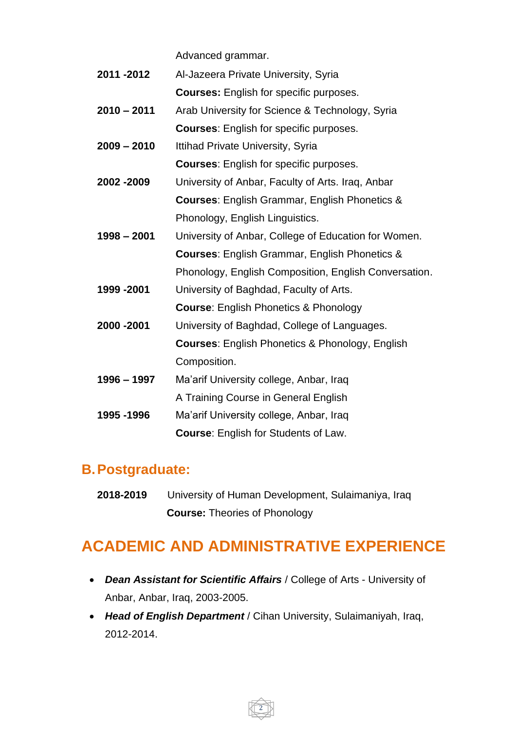Advanced grammar.

**2011 -2012** Al-Jazeera Private University, Syria
**Courses:** English for specific purposes.

**2010 – 2011** Arab University for Science & Technology, Syria
**Courses**: English for specific purposes.

**2009 – 2010** Ittihad Private University, Syria
**Courses**: English for specific purposes.

**2002 -2009** University of Anbar, Faculty of Arts. Iraq, Anbar
**Courses**: English Grammar, English Phonetics & Phonology, English Linguistics.

**1998 – 2001** University of Anbar, College of Education for Women.
**Courses**: English Grammar, English Phonetics & Phonology, English Composition, English Conversation.

**1999 -2001** University of Baghdad, Faculty of Arts.
**Course**: English Phonetics & Phonology

**2000 -2001** University of Baghdad, College of Languages.
**Courses**: English Phonetics & Phonology, English Composition.

**1996 – 1997** Ma'arif University college, Anbar, Iraq
A Training Course in General English

**1995 -1996** Ma'arif University college, Anbar, Iraq
**Course**: English for Students of Law.

## B. Postgraduate:

**2018-2019** University of Human Development, Sulaimaniya, Iraq
**Course:** Theories of Phonology

# ACADEMIC AND ADMINISTRATIVE EXPERIENCE

- ***Dean Assistant for Scientific Affairs*** / College of Arts - University of Anbar, Anbar, Iraq, 2003-2005.
- ***Head of English Department*** / Cihan University, Sulaimaniyah, Iraq, 2012-2014.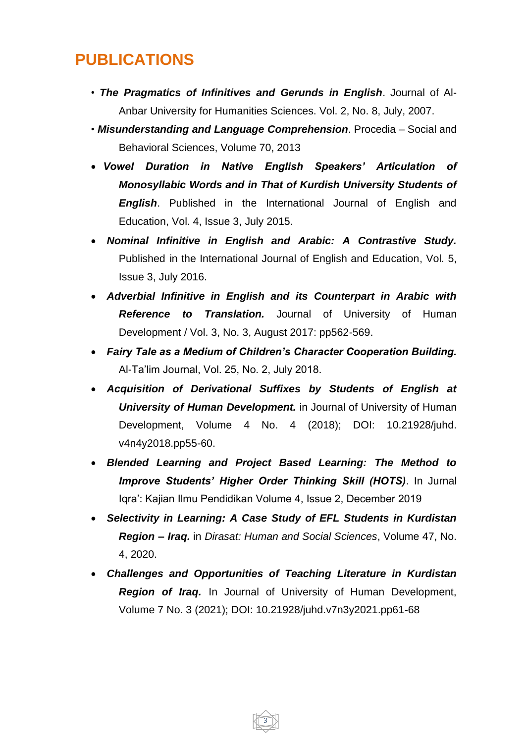## PUBLICATIONS

- ***The Pragmatics of Infinitives and Gerunds in English***. Journal of Al-Anbar University for Humanities Sciences. Vol. 2, No. 8, July, 2007.
- ***Misunderstanding and Language Comprehension***. Procedia – Social and Behavioral Sciences, Volume 70, 2013
- ***Vowel Duration in Native English Speakers' Articulation of Monosyllabic Words and in That of Kurdish University Students of English***. Published in the International Journal of English and Education, Vol. 4, Issue 3, July 2015.
- ***Nominal Infinitive in English and Arabic: A Contrastive Study.*** Published in the International Journal of English and Education, Vol. 5, Issue 3, July 2016.
- ***Adverbial Infinitive in English and its Counterpart in Arabic with Reference to Translation.*** Journal of University of Human Development / Vol. 3, No. 3, August 2017: pp562-569.
- ***Fairy Tale as a Medium of Children's Character Cooperation Building.*** Al-Ta'lim Journal, Vol. 25, No. 2, July 2018.
- ***Acquisition of Derivational Suffixes by Students of English at University of Human Development.*** in Journal of University of Human Development, Volume 4 No. 4 (2018); DOI: 10.21928/juhd.v4n4y2018.pp55-60.
- ***Blended Learning and Project Based Learning: The Method to Improve Students' Higher Order Thinking Skill (HOTS)***. In Jurnal Iqra': Kajian Ilmu Pendidikan Volume 4, Issue 2, December 2019
- ***Selectivity in Learning: A Case Study of EFL Students in Kurdistan Region – Iraq.*** in *Dirasat: Human and Social Sciences*, Volume 47, No. 4, 2020.
- ***Challenges and Opportunities of Teaching Literature in Kurdistan Region of Iraq.*** In Journal of University of Human Development, Volume 7 No. 3 (2021); DOI: 10.21928/juhd.v7n3y2021.pp61-68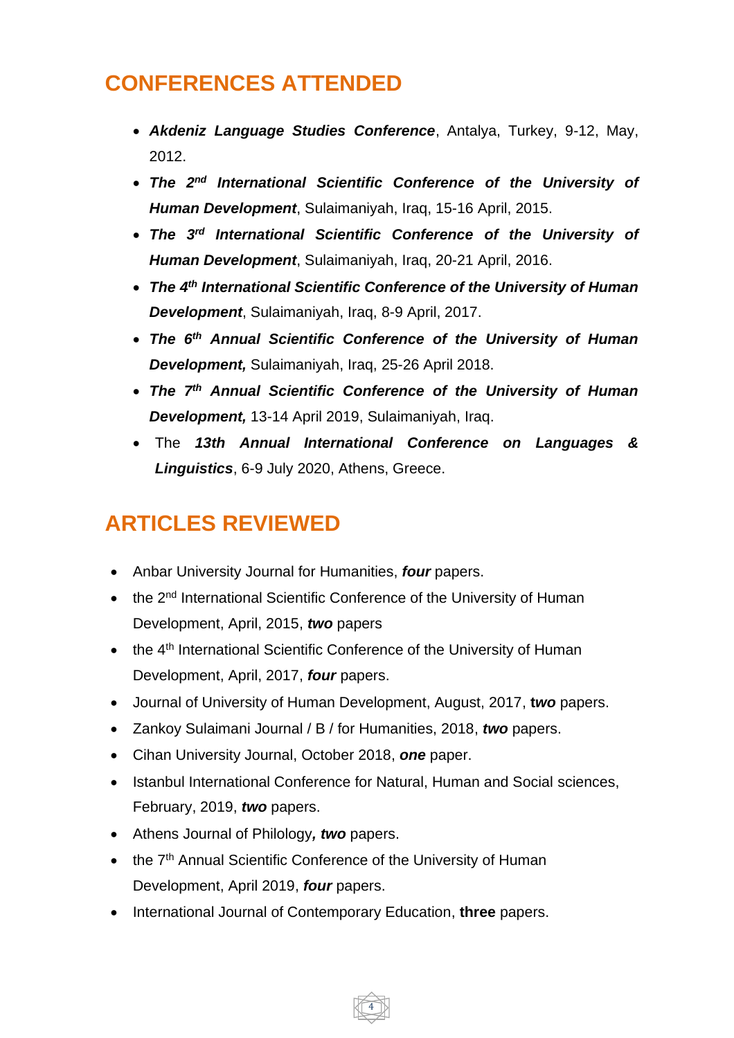## CONFERENCES ATTENDED

- ***Akdeniz Language Studies Conference***, Antalya, Turkey, 9-12, May, 2012.
- ***The 2nd International Scientific Conference of the University of Human Development***, Sulaimaniyah, Iraq, 15-16 April, 2015.
- ***The 3rd International Scientific Conference of the University of Human Development***, Sulaimaniyah, Iraq, 20-21 April, 2016.
- ***The 4th International Scientific Conference of the University of Human Development***, Sulaimaniyah, Iraq, 8-9 April, 2017.
- ***The 6th Annual Scientific Conference of the University of Human Development,*** Sulaimaniyah, Iraq, 25-26 April 2018.
- ***The 7th Annual Scientific Conference of the University of Human Development,*** 13-14 April 2019, Sulaimaniyah, Iraq.
- The ***13th Annual International Conference on Languages & Linguistics***, 6-9 July 2020, Athens, Greece.

## ARTICLES REVIEWED

- Anbar University Journal for Humanities, ***four*** papers.
- the 2nd International Scientific Conference of the University of Human Development, April, 2015, ***two*** papers
- the 4th International Scientific Conference of the University of Human Development, April, 2017, ***four*** papers.
- Journal of University of Human Development, August, 2017, ***two*** papers.
- Zankoy Sulaimani Journal / B / for Humanities, 2018, ***two*** papers.
- Cihan University Journal, October 2018, ***one*** paper.
- Istanbul International Conference for Natural, Human and Social sciences, February, 2019, ***two*** papers.
- Athens Journal of Philology***, two*** papers.
- the 7th Annual Scientific Conference of the University of Human Development, April 2019, ***four*** papers.
- International Journal of Contemporary Education, **three** papers.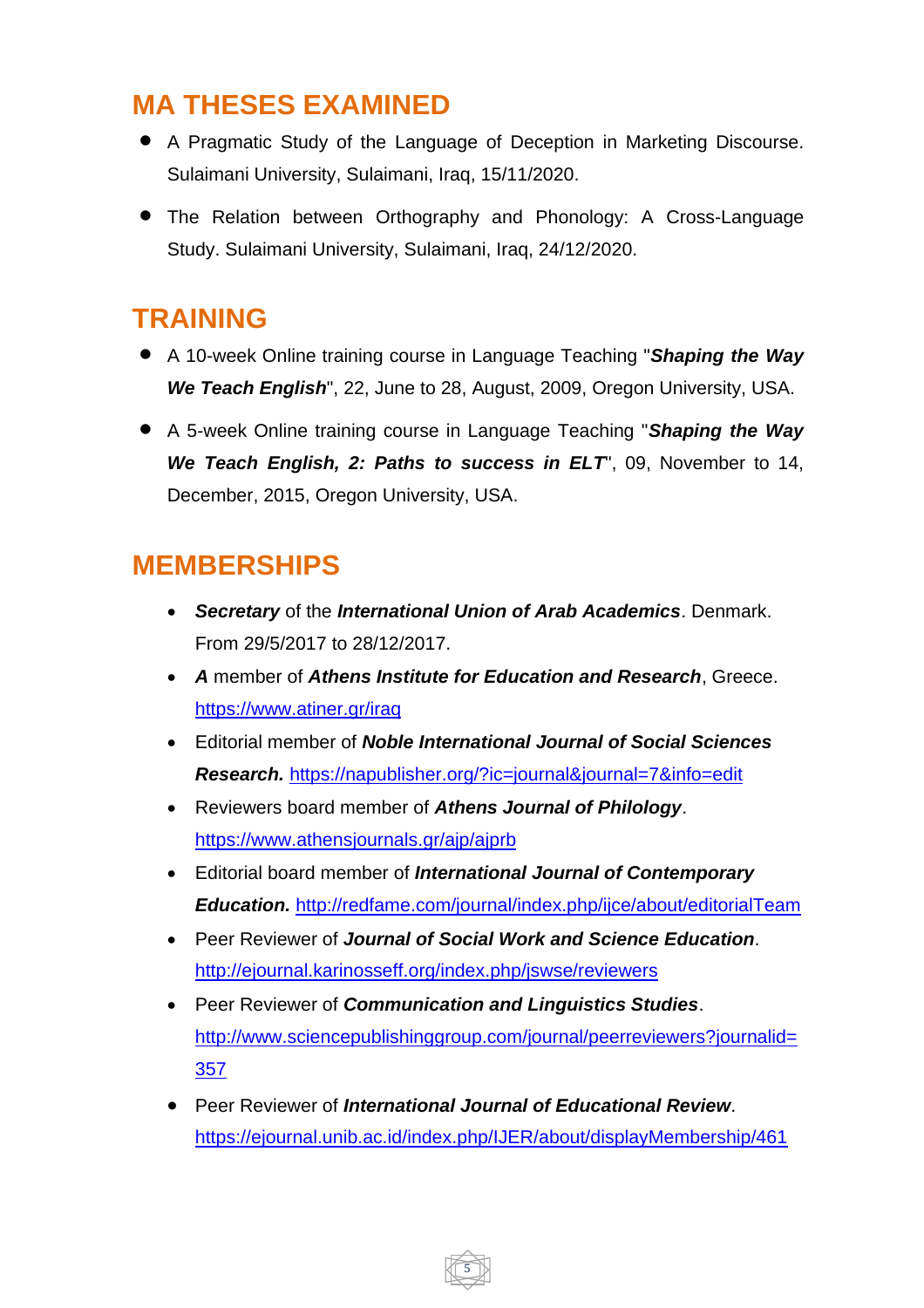## MA THESES EXAMINED

- A Pragmatic Study of the Language of Deception in Marketing Discourse. Sulaimani University, Sulaimani, Iraq, 15/11/2020.
- The Relation between Orthography and Phonology: A Cross-Language Study. Sulaimani University, Sulaimani, Iraq, 24/12/2020.

## TRAINING

- A 10-week Online training course in Language Teaching "***Shaping the Way We Teach English***", 22, June to 28, August, 2009, Oregon University, USA.
- A 5-week Online training course in Language Teaching "***Shaping the Way We Teach English, 2: Paths to success in ELT***", 09, November to 14, December, 2015, Oregon University, USA.

## MEMBERSHIPS

- ***Secretary*** of the ***International Union of Arab Academics***. Denmark. From 29/5/2017 to 28/12/2017.
- ***A*** member of ***Athens Institute for Education and Research***, Greece. https://www.atiner.gr/iraq
- Editorial member of ***Noble International Journal of Social Sciences Research.*** https://napublisher.org/?ic=journal&journal=7&info=edit
- Reviewers board member of ***Athens Journal of Philology***. https://www.athensjournals.gr/ajp/ajprb
- Editorial board member of ***International Journal of Contemporary Education.*** http://redfame.com/journal/index.php/ijce/about/editorialTeam
- Peer Reviewer of ***Journal of Social Work and Science Education***. http://ejournal.karinosseff.org/index.php/jswse/reviewers
- Peer Reviewer of ***Communication and Linguistics Studies***. http://www.sciencepublishinggroup.com/journal/peerreviewers?journalid=357
- Peer Reviewer of ***International Journal of Educational Review***. https://ejournal.unib.ac.id/index.php/IJER/about/displayMembership/461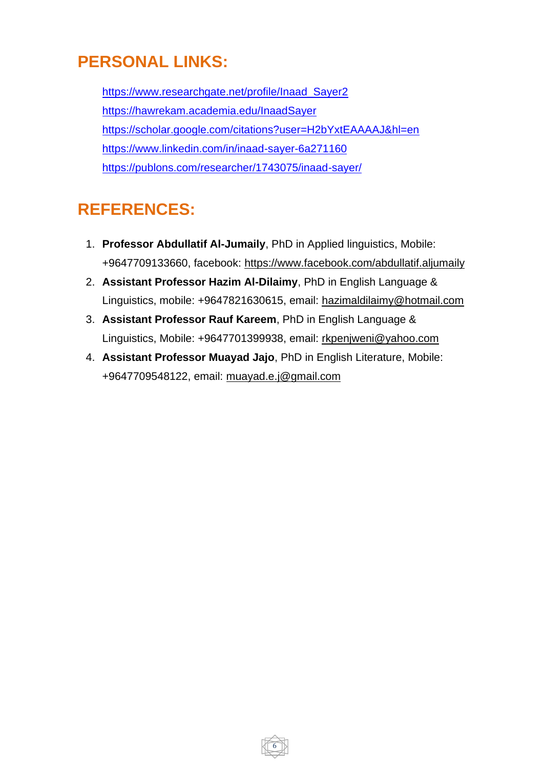## PERSONAL LINKS:

https://www.researchgate.net/profile/Inaad_Sayer2
https://hawrekam.academia.edu/InaadSayer
https://scholar.google.com/citations?user=H2bYxtEAAAAJ&hl=en
https://www.linkedin.com/in/inaad-sayer-6a271160
https://publons.com/researcher/1743075/inaad-sayer/

## REFERENCES:

1. **Professor Abdullatif Al-Jumaily**, PhD in Applied linguistics, Mobile: +9647709133660, facebook: https://www.facebook.com/abdullatif.aljumaily
2. **Assistant Professor Hazim Al-Dilaimy**, PhD in English Language & Linguistics, mobile: +9647821630615, email: hazimaldilaimy@hotmail.com
3. **Assistant Professor Rauf Kareem**, PhD in English Language & Linguistics, Mobile: +9647701399938, email: rkpenjweni@yahoo.com
4. **Assistant Professor Muayad Jajo**, PhD in English Literature, Mobile: +9647709548122, email: muayad.e.j@gmail.com